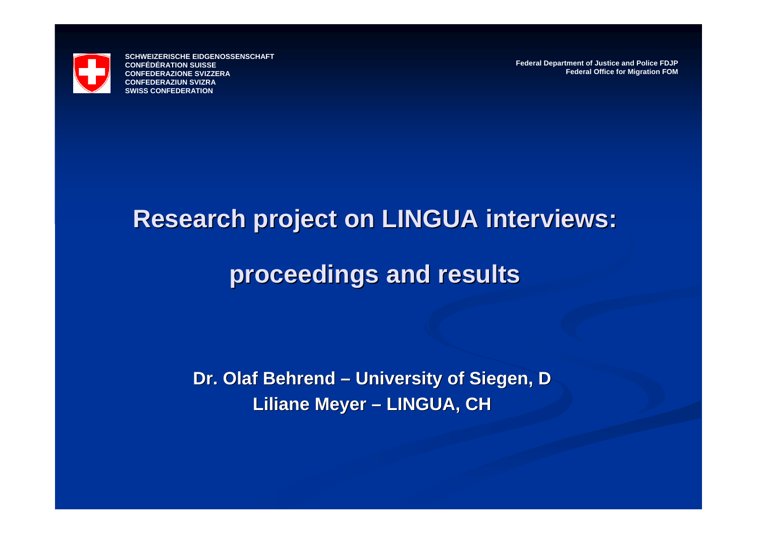SCHWEIZERISCHE EIDGENOSSENSCHAFT
CONFÉDÉRATION SUISSE
CONFEDERAZIONE SVIZZERA
CONFEDERAZIUN SVIZRA
SWISS CONFEDERATION

Federal Department of Justice and Police FDJP
Federal Office for Migration FOM

# Research project on LINGUA interviews:

# proceedings and results

**Dr. Olaf Behrend – University of Siegen, D**
**Liliane Meyer – LINGUA, CH**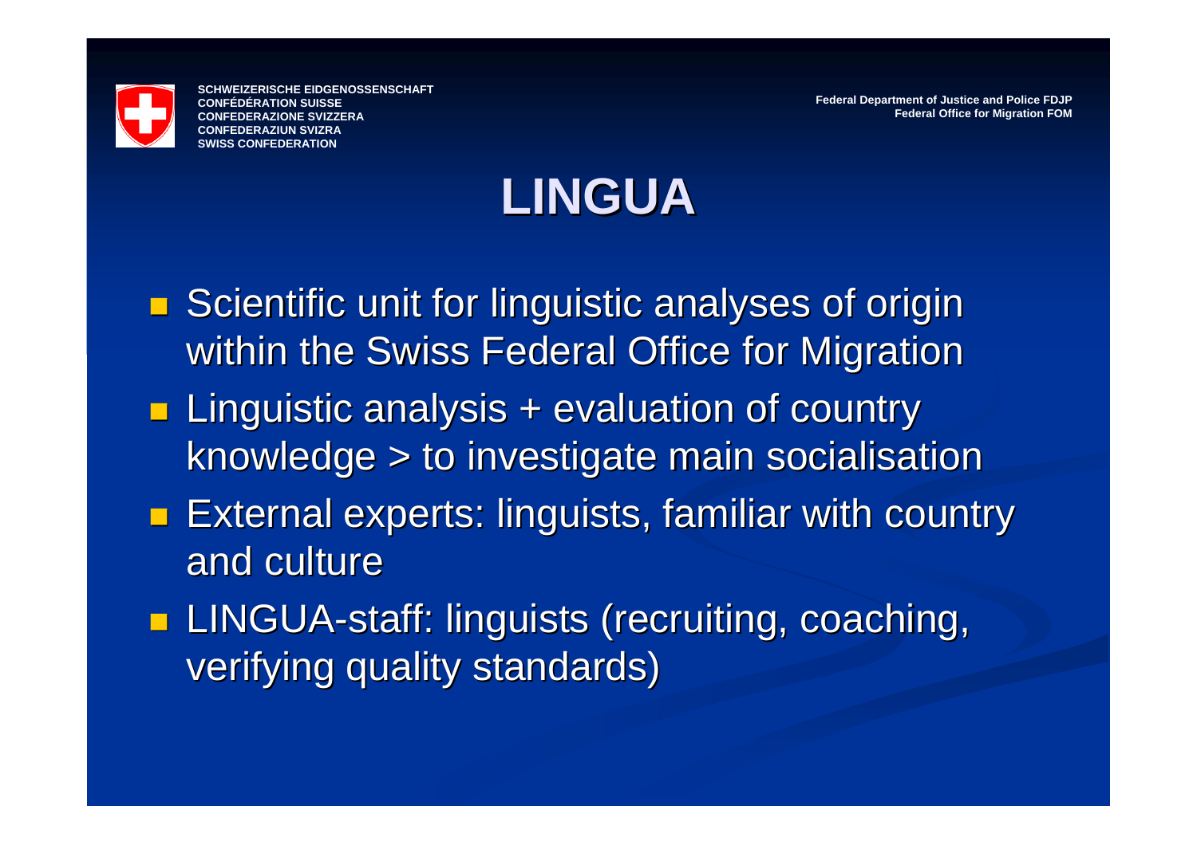SCHWEIZERISCHE EIDGENOSSENSCHAFT
CONFÉDÉRATION SUISSE
CONFEDERAZIONE SVIZZERA
CONFEDERAZIUN SVIZRA
SWISS CONFEDERATION

Federal Department of Justice and Police FDJP
Federal Office for Migration FOM

# LINGUA

- Scientific unit for linguistic analyses of origin within the Swiss Federal Office for Migration
- Linguistic analysis + evaluation of country knowledge > to investigate main socialisation
- External experts: linguists, familiar with country and culture
- LINGUA-staff: linguists (recruiting, coaching, verifying quality standards)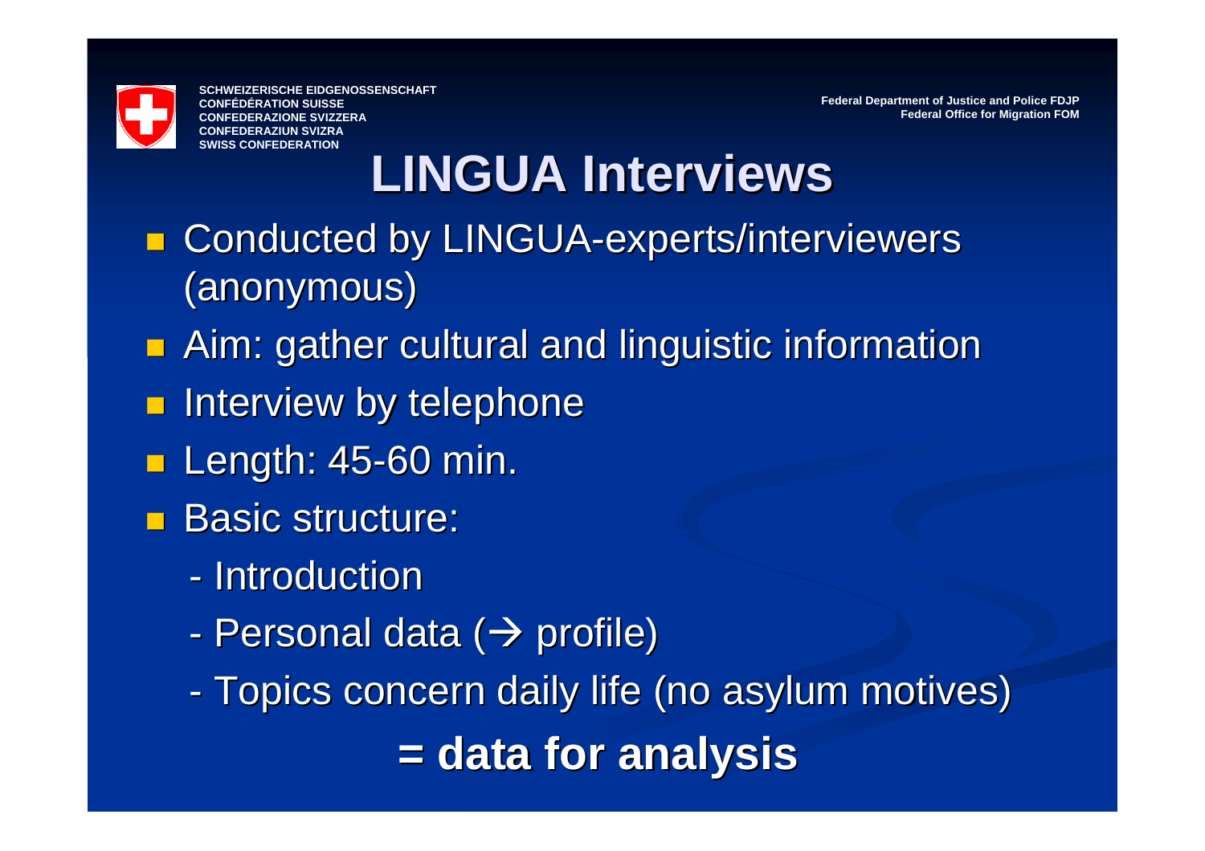# LINGUA Interviews

- Conducted by LINGUA-experts/interviewers (anonymous)
- Aim: gather cultural and linguistic information
- Interview by telephone
- Length: 45-60 min.
- Basic structure:
  - Introduction
  - Personal data (→ profile)
  - Topics concern daily life (no asylum motives)

**= data for analysis**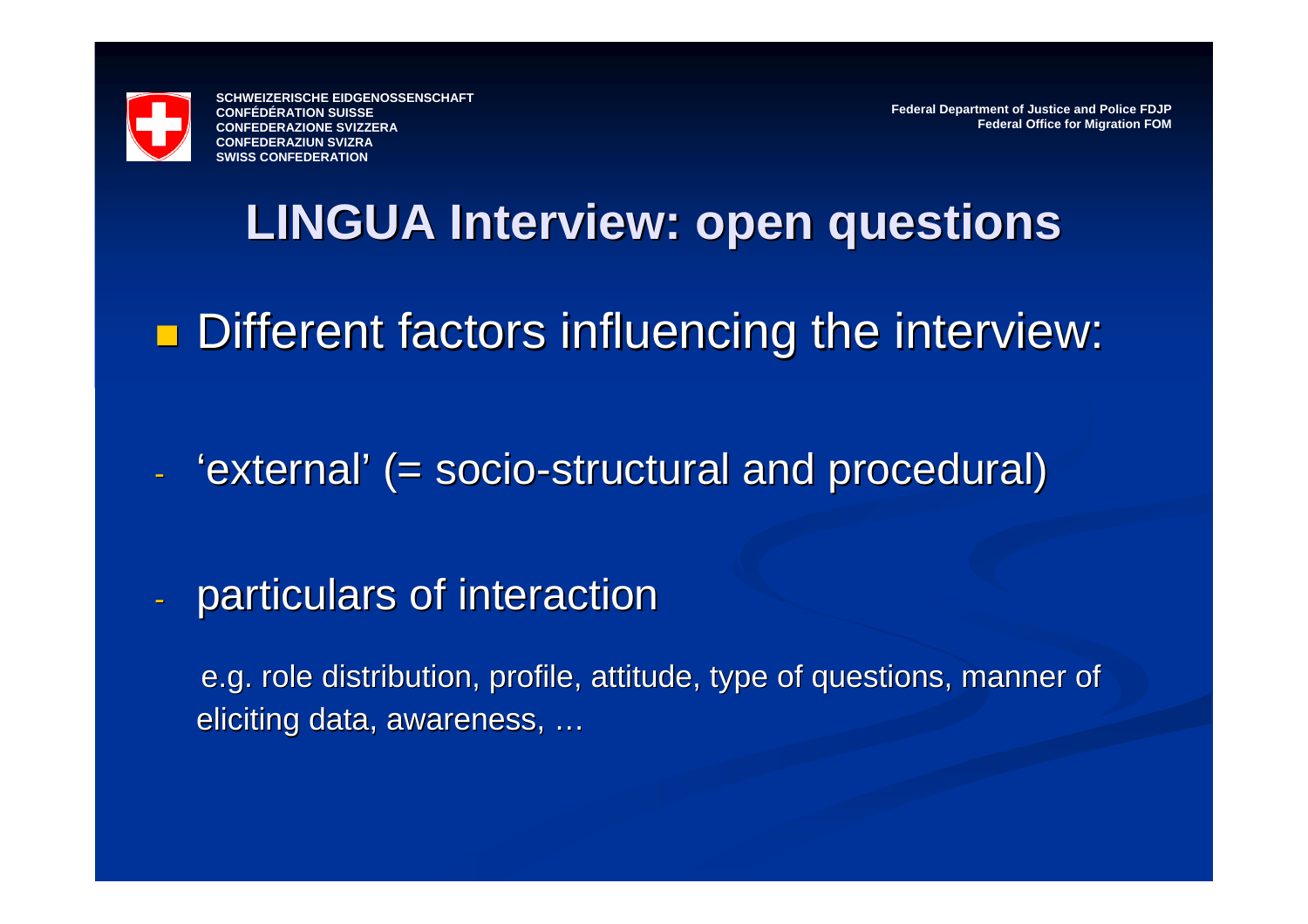# LINGUA Interview: open questions

- Different factors influencing the interview:

- 'external' (= socio-structural and procedural)

- particulars of interaction

  e.g. role distribution, profile, attitude, type of questions, manner of eliciting data, awareness, …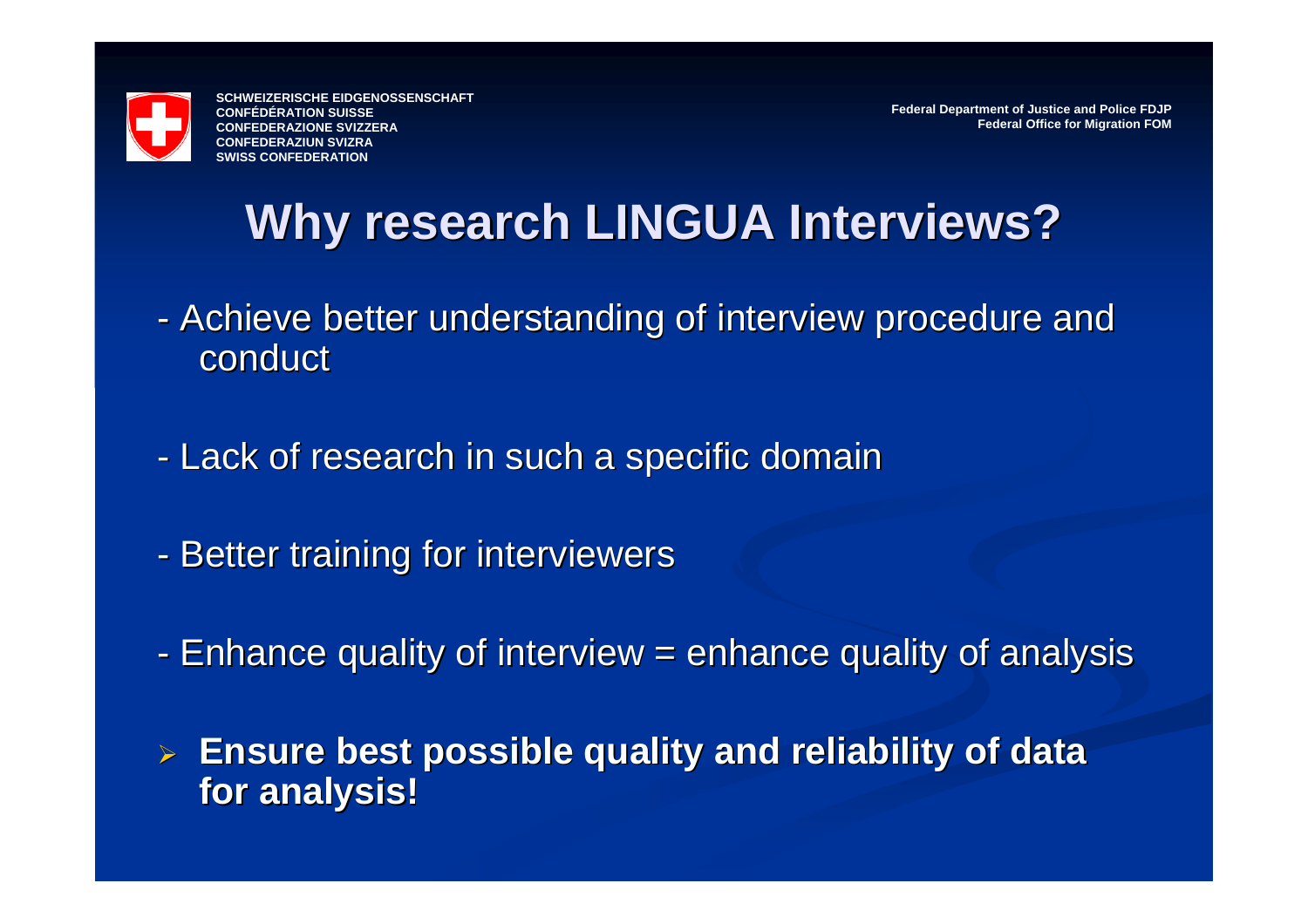SCHWEIZERISCHE EIDGENOSSENSCHAFT
CONFÉDÉRATION SUISSE
CONFEDERAZIONE SVIZZERA
CONFEDERAZIUN SVIZRA
SWISS CONFEDERATION

Federal Department of Justice and Police FDJP
Federal Office for Migration FOM

# Why research LINGUA Interviews?

- Achieve better understanding of interview procedure and conduct

- Lack of research in such a specific domain

- Better training for interviewers

- Enhance quality of interview = enhance quality of analysis

➢ **Ensure best possible quality and reliability of data for analysis!**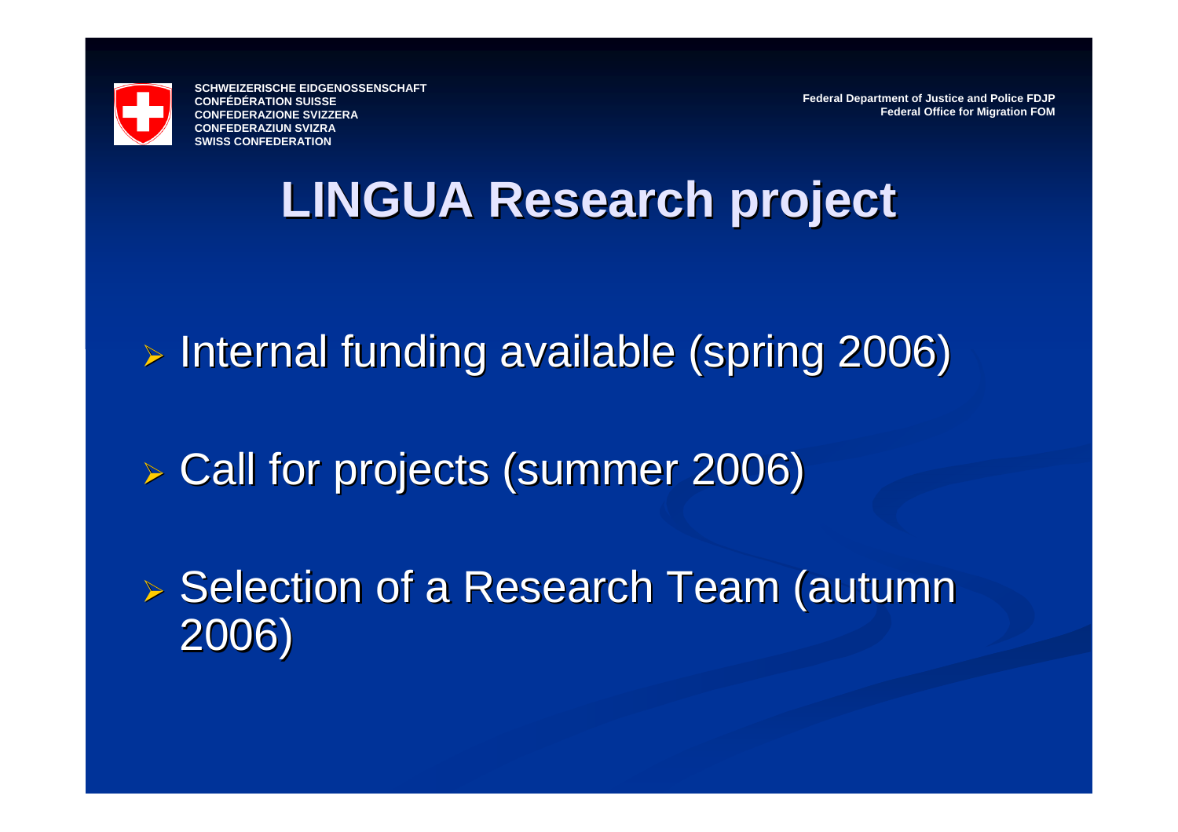SCHWEIZERISCHE EIDGENOSSENSCHAFT
CONFÉDÉRATION SUISSE
CONFEDERAZIONE SVIZZERA
CONFEDERAZIUN SVIZRA
SWISS CONFEDERATION

Federal Department of Justice and Police FDJP
Federal Office for Migration FOM

# LINGUA Research project

- Internal funding available (spring 2006)
- Call for projects (summer 2006)
- Selection of a Research Team (autumn 2006)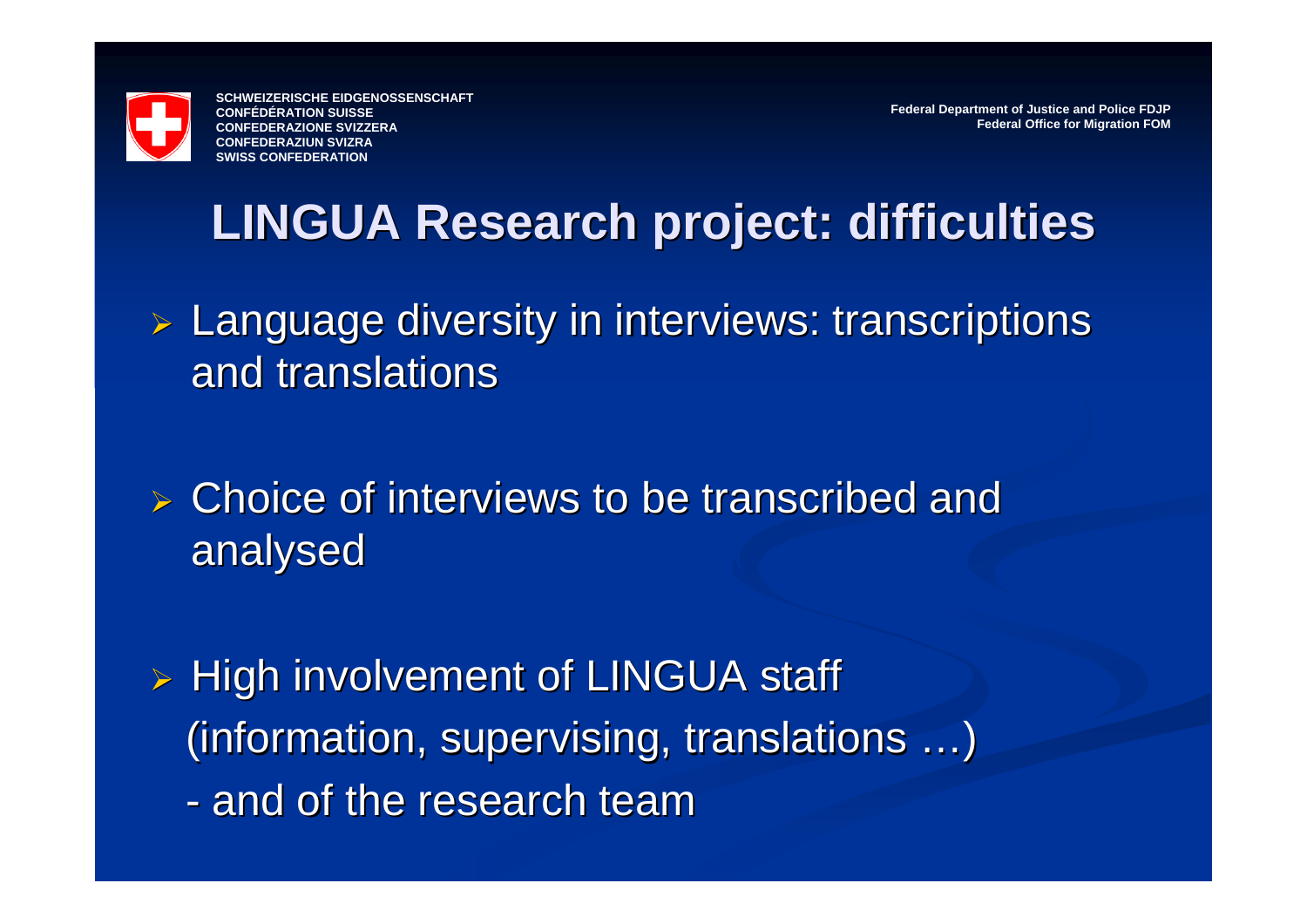SCHWEIZERISCHE EIDGENOSSENSCHAFT
CONFÉDÉRATION SUISSE
CONFEDERAZIONE SVIZZERA
CONFEDERAZIUN SVIZRA
SWISS CONFEDERATION

Federal Department of Justice and Police FDJP
Federal Office for Migration FOM

# LINGUA Research project: difficulties

- Language diversity in interviews: transcriptions and translations
- Choice of interviews to be transcribed and analysed
- High involvement of LINGUA staff (information, supervising, translations …)
  - and of the research team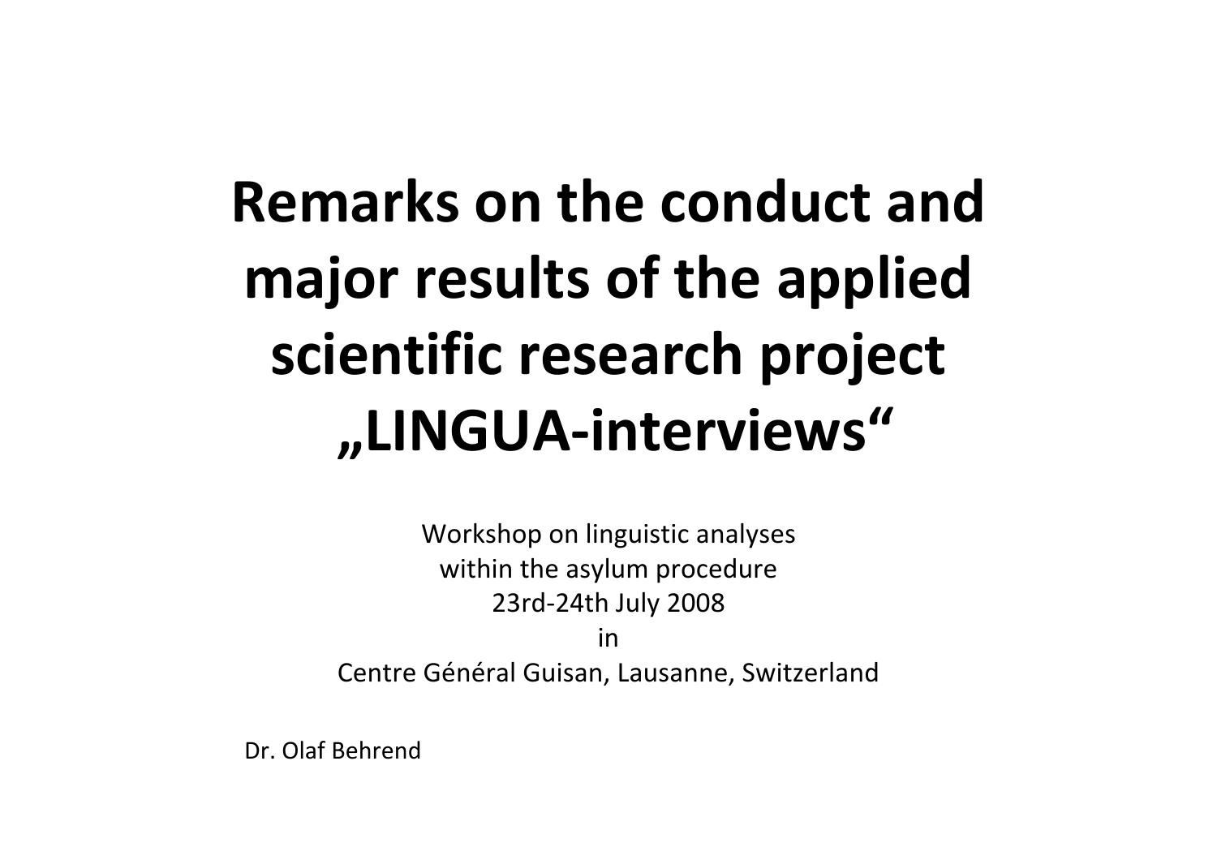# Remarks on the conduct and major results of the applied scientific research project „LINGUA-interviews"

Workshop on linguistic analyses
within the asylum procedure
23rd-24th July 2008
in
Centre Général Guisan, Lausanne, Switzerland

Dr. Olaf Behrend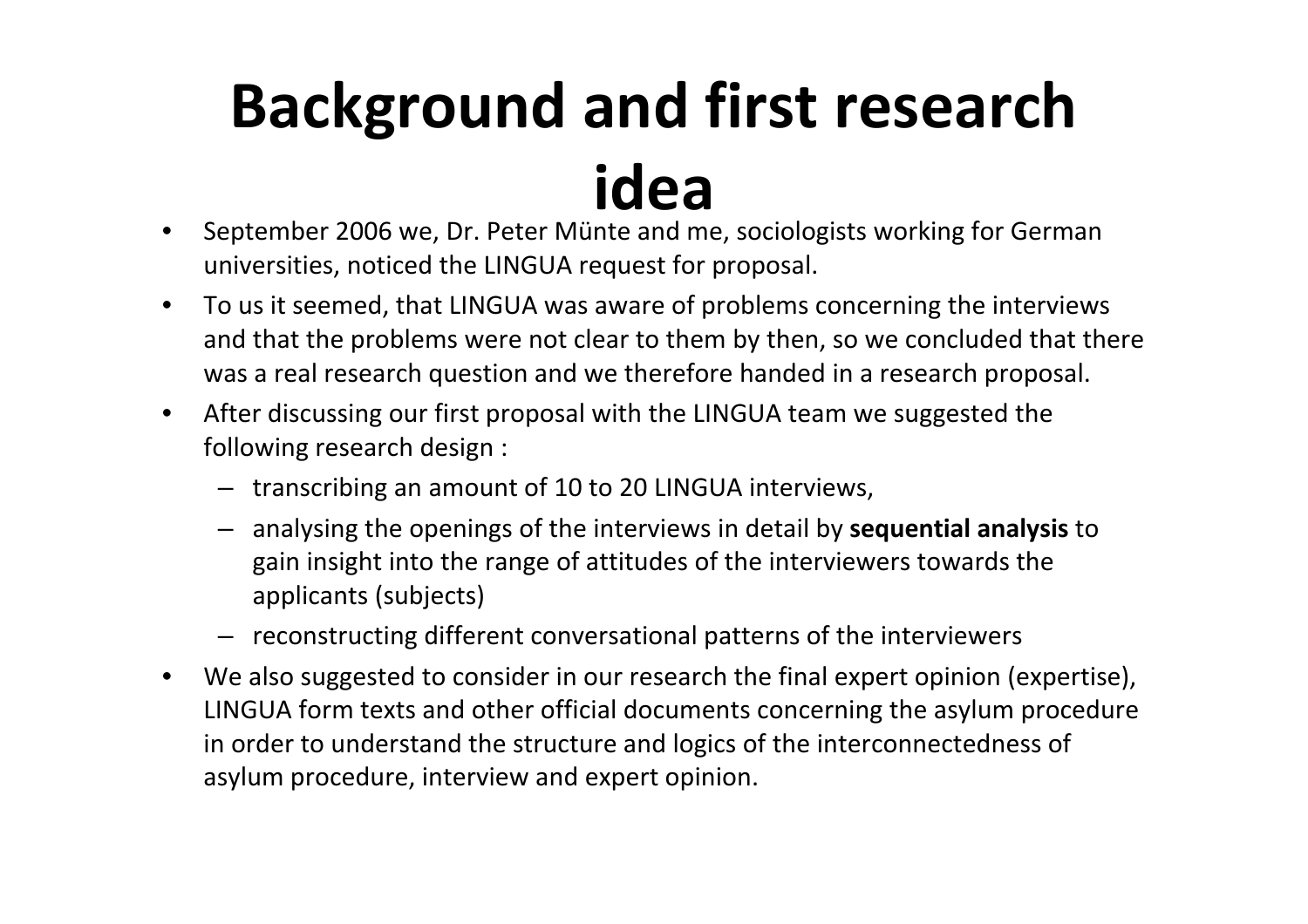# Background and first research idea

- September 2006 we, Dr. Peter Münte and me, sociologists working for German universities, noticed the LINGUA request for proposal.
- To us it seemed, that LINGUA was aware of problems concerning the interviews and that the problems were not clear to them by then, so we concluded that there was a real research question and we therefore handed in a research proposal.
- After discussing our first proposal with the LINGUA team we suggested the following research design :
  - transcribing an amount of 10 to 20 LINGUA interviews,
  - analysing the openings of the interviews in detail by **sequential analysis** to gain insight into the range of attitudes of the interviewers towards the applicants (subjects)
  - reconstructing different conversational patterns of the interviewers
- We also suggested to consider in our research the final expert opinion (expertise), LINGUA form texts and other official documents concerning the asylum procedure in order to understand the structure and logics of the interconnectedness of asylum procedure, interview and expert opinion.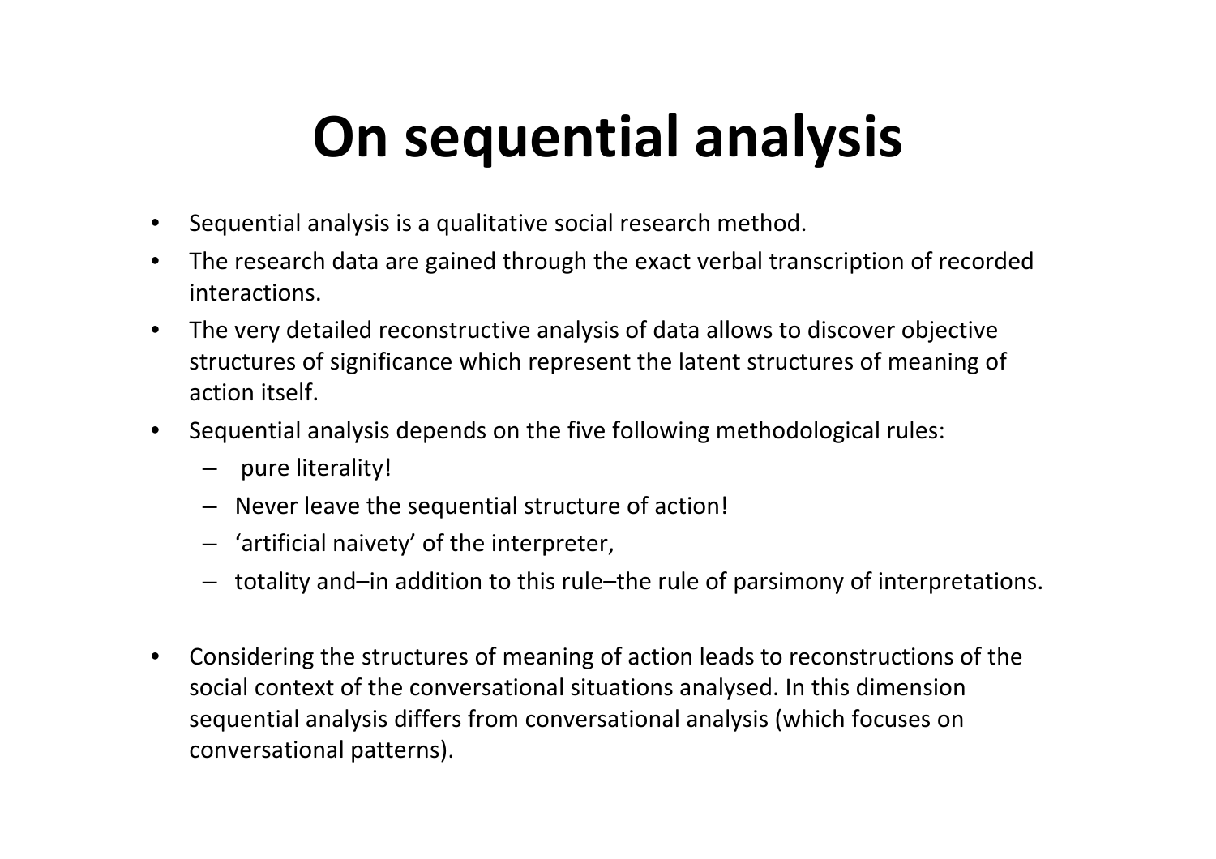# On sequential analysis

- Sequential analysis is a qualitative social research method.
- The research data are gained through the exact verbal transcription of recorded interactions.
- The very detailed reconstructive analysis of data allows to discover objective structures of significance which represent the latent structures of meaning of action itself.
- Sequential analysis depends on the five following methodological rules:
  - pure literality!
  - Never leave the sequential structure of action!
  - 'artificial naivety' of the interpreter,
  - totality and–in addition to this rule–the rule of parsimony of interpretations.
- Considering the structures of meaning of action leads to reconstructions of the social context of the conversational situations analysed. In this dimension sequential analysis differs from conversational analysis (which focuses on conversational patterns).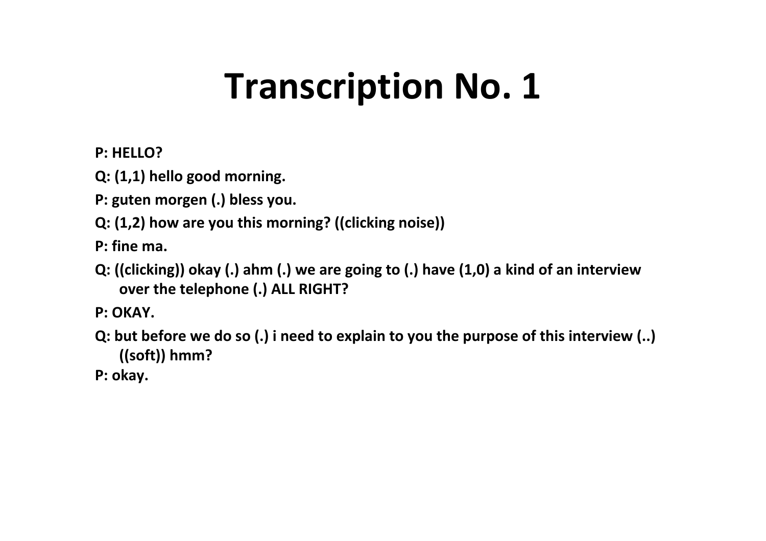# Transcription No. 1

**P: HELLO?**

**Q: (1,1) hello good morning.**

**P: guten morgen (.) bless you.**

**Q: (1,2) how are you this morning? ((clicking noise))**

**P: fine ma.**

**Q: ((clicking)) okay (.) ahm (.) we are going to (.) have (1,0) a kind of an interview over the telephone (.) ALL RIGHT?**

**P: OKAY.**

**Q: but before we do so (.) i need to explain to you the purpose of this interview (..) ((soft)) hmm?**

**P: okay.**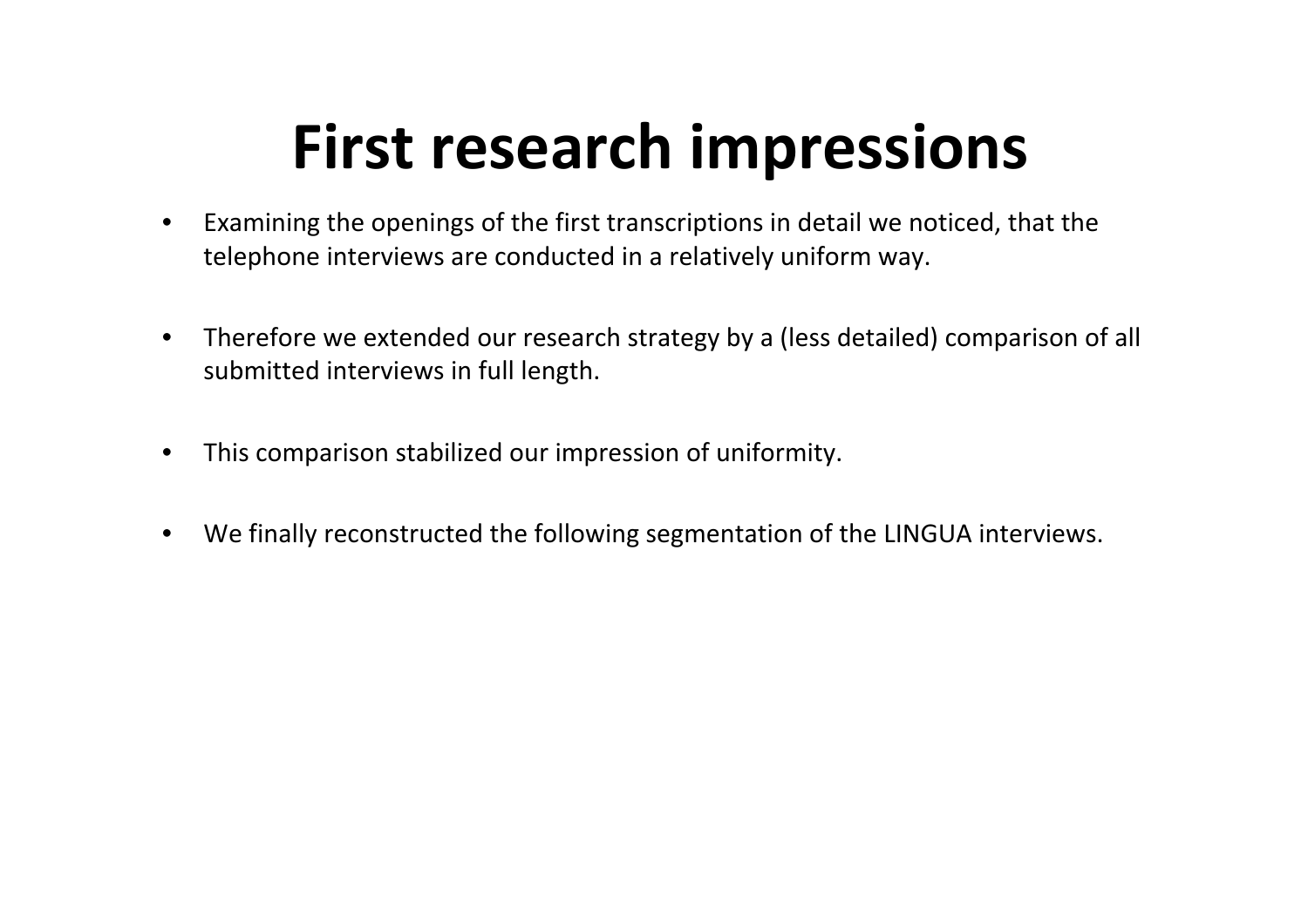# First research impressions

- Examining the openings of the first transcriptions in detail we noticed, that the telephone interviews are conducted in a relatively uniform way.

- Therefore we extended our research strategy by a (less detailed) comparison of all submitted interviews in full length.

- This comparison stabilized our impression of uniformity.

- We finally reconstructed the following segmentation of the LINGUA interviews.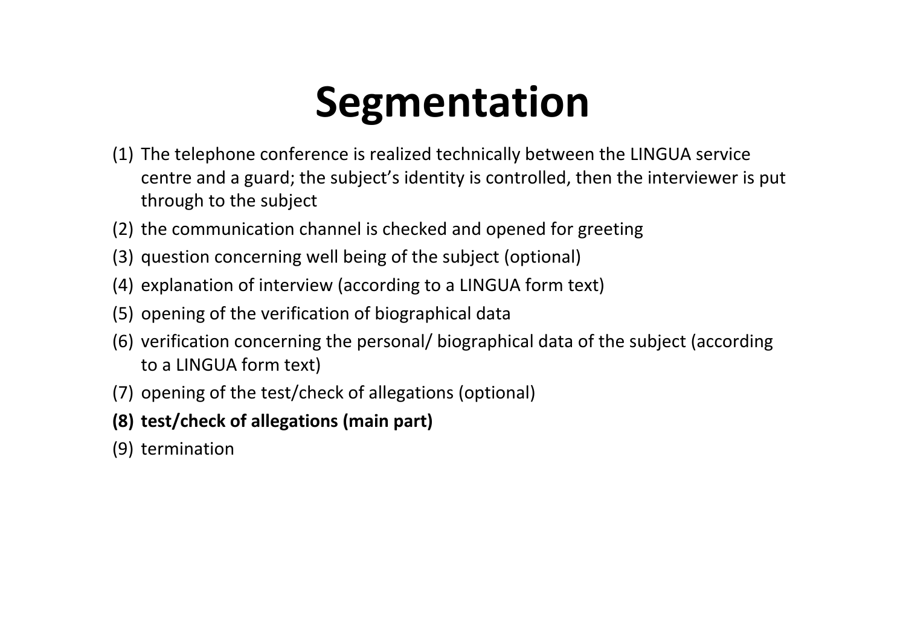# Segmentation

(1) The telephone conference is realized technically between the LINGUA service centre and a guard; the subject's identity is controlled, then the interviewer is put through to the subject

(2) the communication channel is checked and opened for greeting

(3) question concerning well being of the subject (optional)

(4) explanation of interview (according to a LINGUA form text)

(5) opening of the verification of biographical data

(6) verification concerning the personal/ biographical data of the subject (according to a LINGUA form text)

(7) opening of the test/check of allegations (optional)

**(8) test/check of allegations (main part)**

(9) termination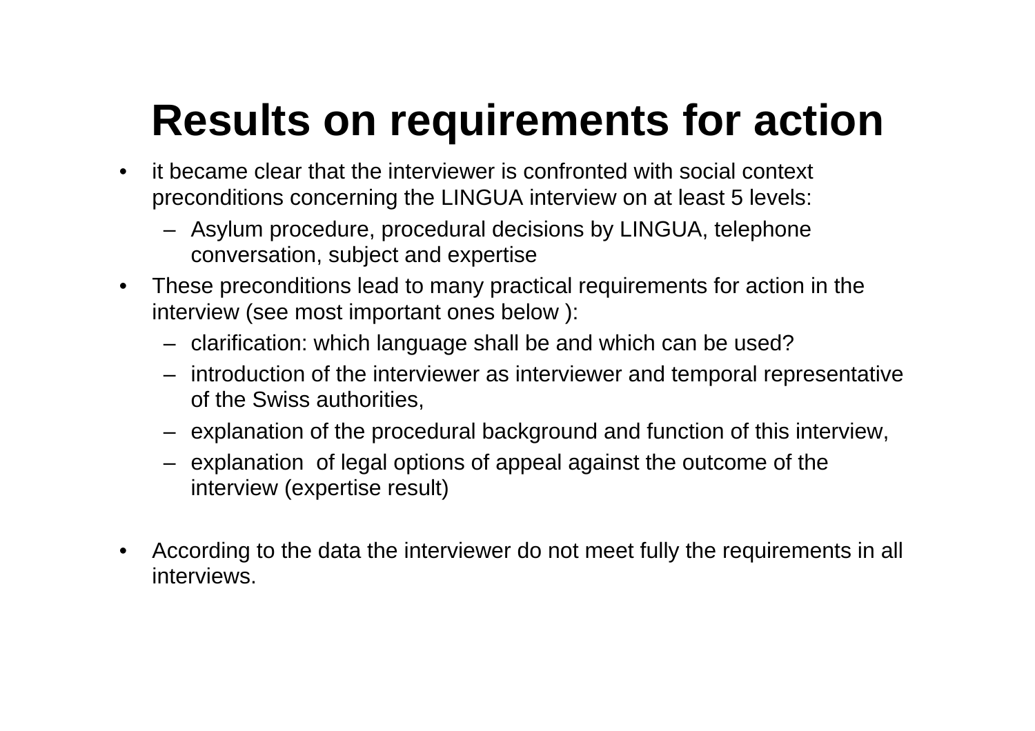# Results on requirements for action

- it became clear that the interviewer is confronted with social context preconditions concerning the LINGUA interview on at least 5 levels:
  - Asylum procedure, procedural decisions by LINGUA, telephone conversation, subject and expertise
- These preconditions lead to many practical requirements for action in the interview (see most important ones below ):
  - clarification: which language shall be and which can be used?
  - introduction of the interviewer as interviewer and temporal representative of the Swiss authorities,
  - explanation of the procedural background and function of this interview,
  - explanation of legal options of appeal against the outcome of the interview (expertise result)

- According to the data the interviewer do not meet fully the requirements in all interviews.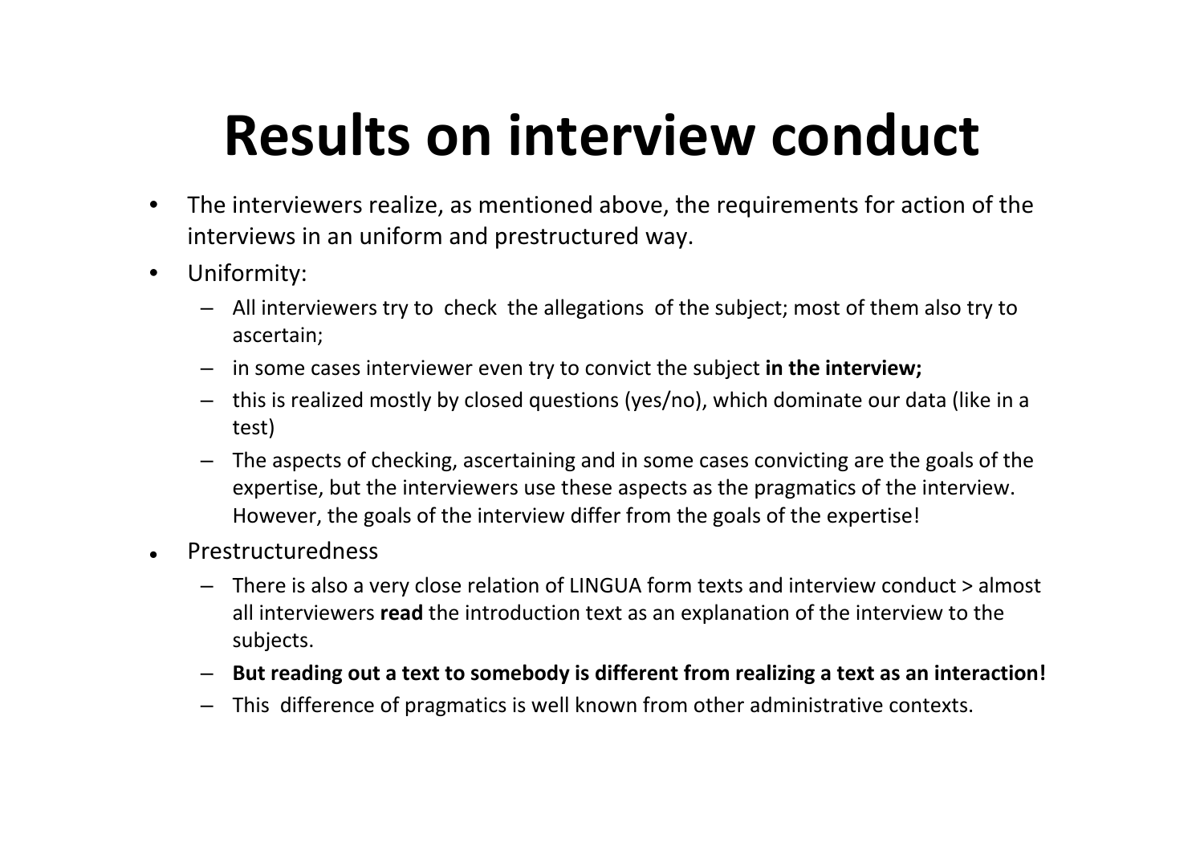# Results on interview conduct

- The interviewers realize, as mentioned above, the requirements for action of the interviews in an uniform and prestructured way.
- Uniformity:
  - All interviewers try to check the allegations of the subject; most of them also try to ascertain;
  - in some cases interviewer even try to convict the subject **in the interview;**
  - this is realized mostly by closed questions (yes/no), which dominate our data (like in a test)
  - The aspects of checking, ascertaining and in some cases convicting are the goals of the expertise, but the interviewers use these aspects as the pragmatics of the interview. However, the goals of the interview differ from the goals of the expertise!
- Prestructuredness
  - There is also a very close relation of LINGUA form texts and interview conduct > almost all interviewers **read** the introduction text as an explanation of the interview to the subjects.
  - **But reading out a text to somebody is different from realizing a text as an interaction!**
  - This difference of pragmatics is well known from other administrative contexts.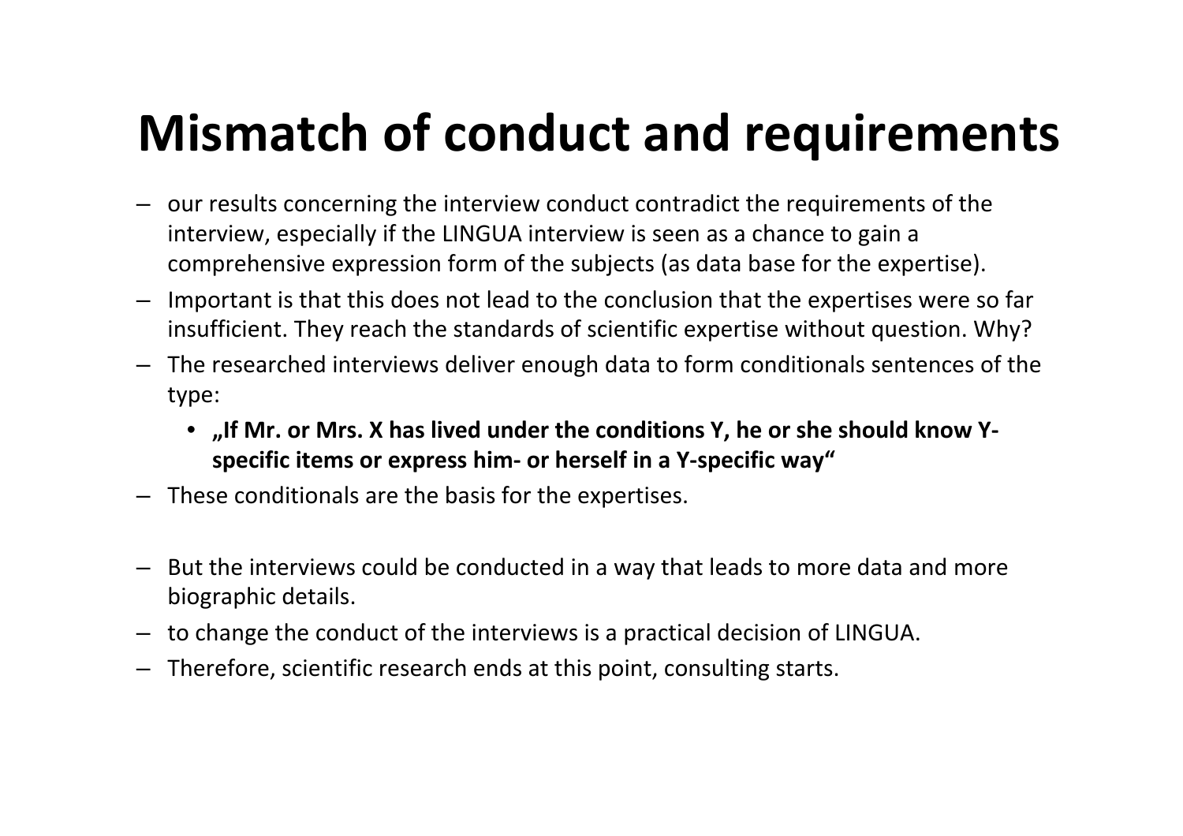# Mismatch of conduct and requirements

- our results concerning the interview conduct contradict the requirements of the interview, especially if the LINGUA interview is seen as a chance to gain a comprehensive expression form of the subjects (as data base for the expertise).
- Important is that this does not lead to the conclusion that the expertises were so far insufficient. They reach the standards of scientific expertise without question. Why?
- The researched interviews deliver enough data to form conditionals sentences of the type:
  - **„If Mr. or Mrs. X has lived under the conditions Y, he or she should know Y-specific items or express him- or herself in a Y-specific way“**
- These conditionals are the basis for the expertises.

- But the interviews could be conducted in a way that leads to more data and more biographic details.
- to change the conduct of the interviews is a practical decision of LINGUA.
- Therefore, scientific research ends at this point, consulting starts.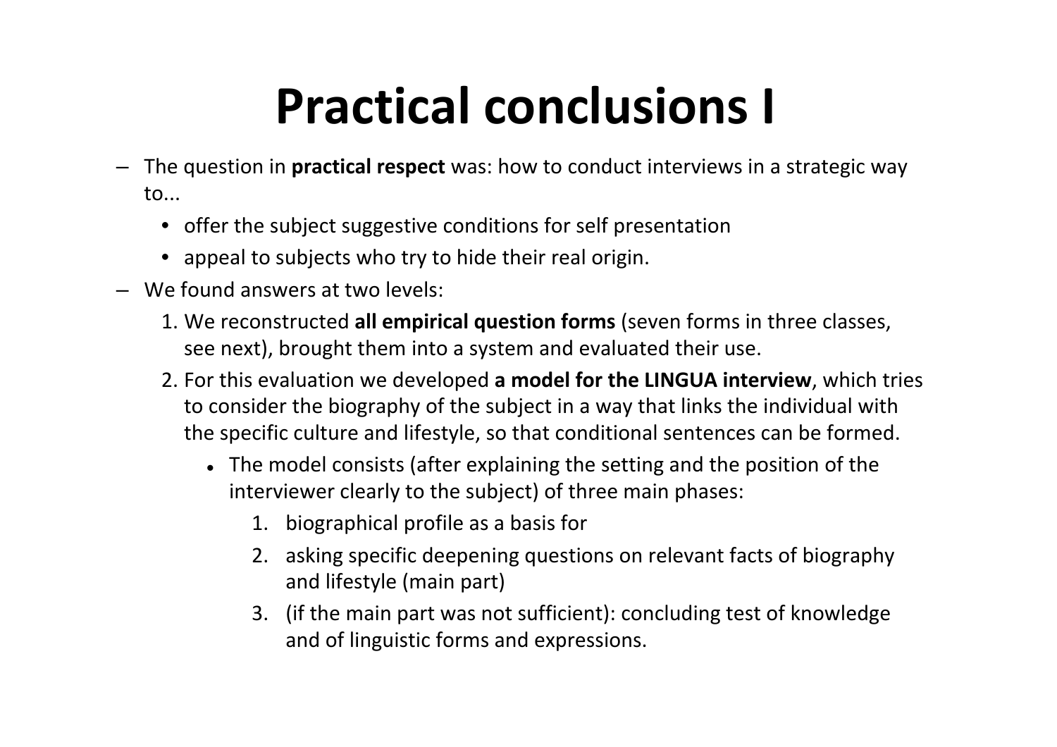# Practical conclusions I

- The question in **practical respect** was: how to conduct interviews in a strategic way to...
  - offer the subject suggestive conditions for self presentation
  - appeal to subjects who try to hide their real origin.
- We found answers at two levels:
  1. We reconstructed **all empirical question forms** (seven forms in three classes, see next), brought them into a system and evaluated their use.
  2. For this evaluation we developed **a model for the LINGUA interview**, which tries to consider the biography of the subject in a way that links the individual with the specific culture and lifestyle, so that conditional sentences can be formed.
     - The model consists (after explaining the setting and the position of the interviewer clearly to the subject) of three main phases:
       1. biographical profile as a basis for
       2. asking specific deepening questions on relevant facts of biography and lifestyle (main part)
       3. (if the main part was not sufficient): concluding test of knowledge and of linguistic forms and expressions.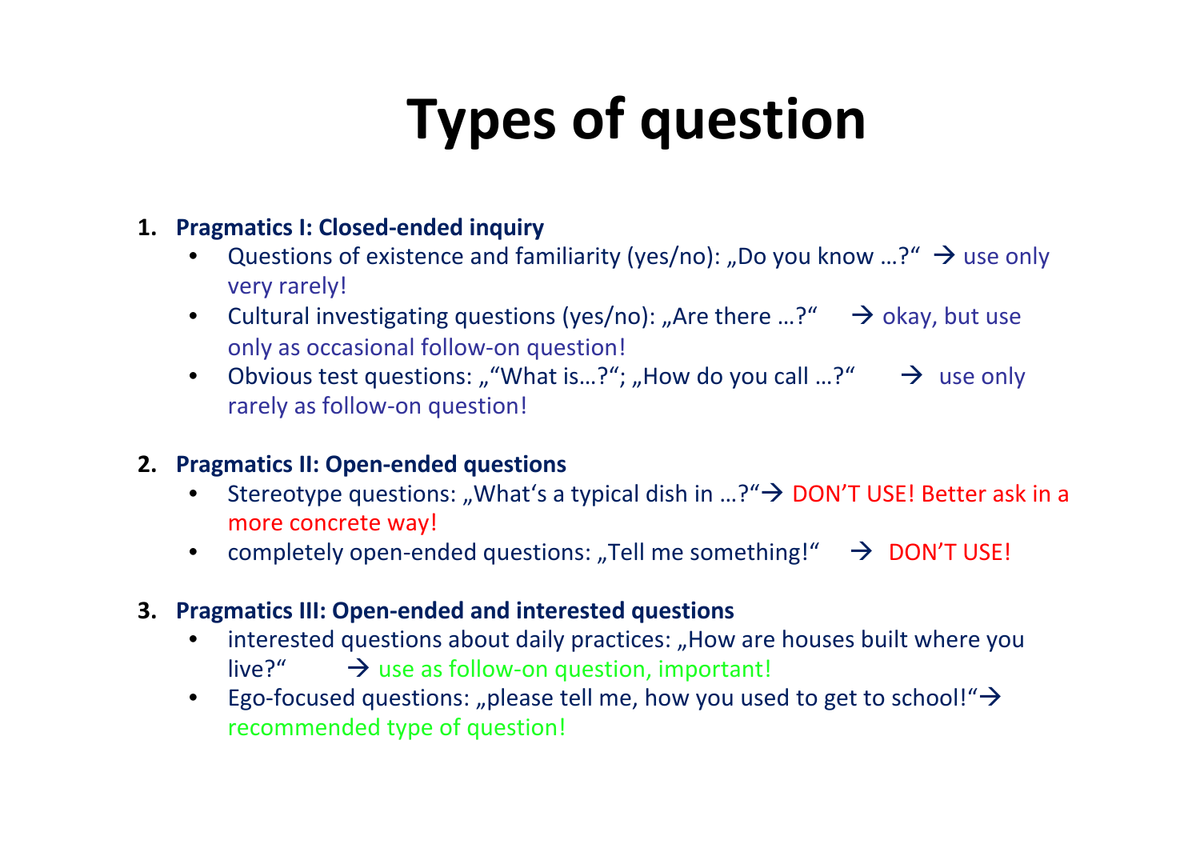# Types of question

1. **Pragmatics I: Closed-ended inquiry**
   - Questions of existence and familiarity (yes/no): „Do you know …?“ → use only very rarely!
   - Cultural investigating questions (yes/no): „Are there …?“ → okay, but use only as occasional follow-on question!
   - Obvious test questions: „“What is…?“; „How do you call …?“ → use only rarely as follow-on question!

2. **Pragmatics II: Open-ended questions**
   - Stereotype questions: „What‘s a typical dish in …?“→ DON’T USE! Better ask in a more concrete way!
   - completely open-ended questions: „Tell me something!“ → DON’T USE!

3. **Pragmatics III: Open-ended and interested questions**
   - interested questions about daily practices: „How are houses built where you live?“ → use as follow-on question, important!
   - Ego-focused questions: „please tell me, how you used to get to school!“→ recommended type of question!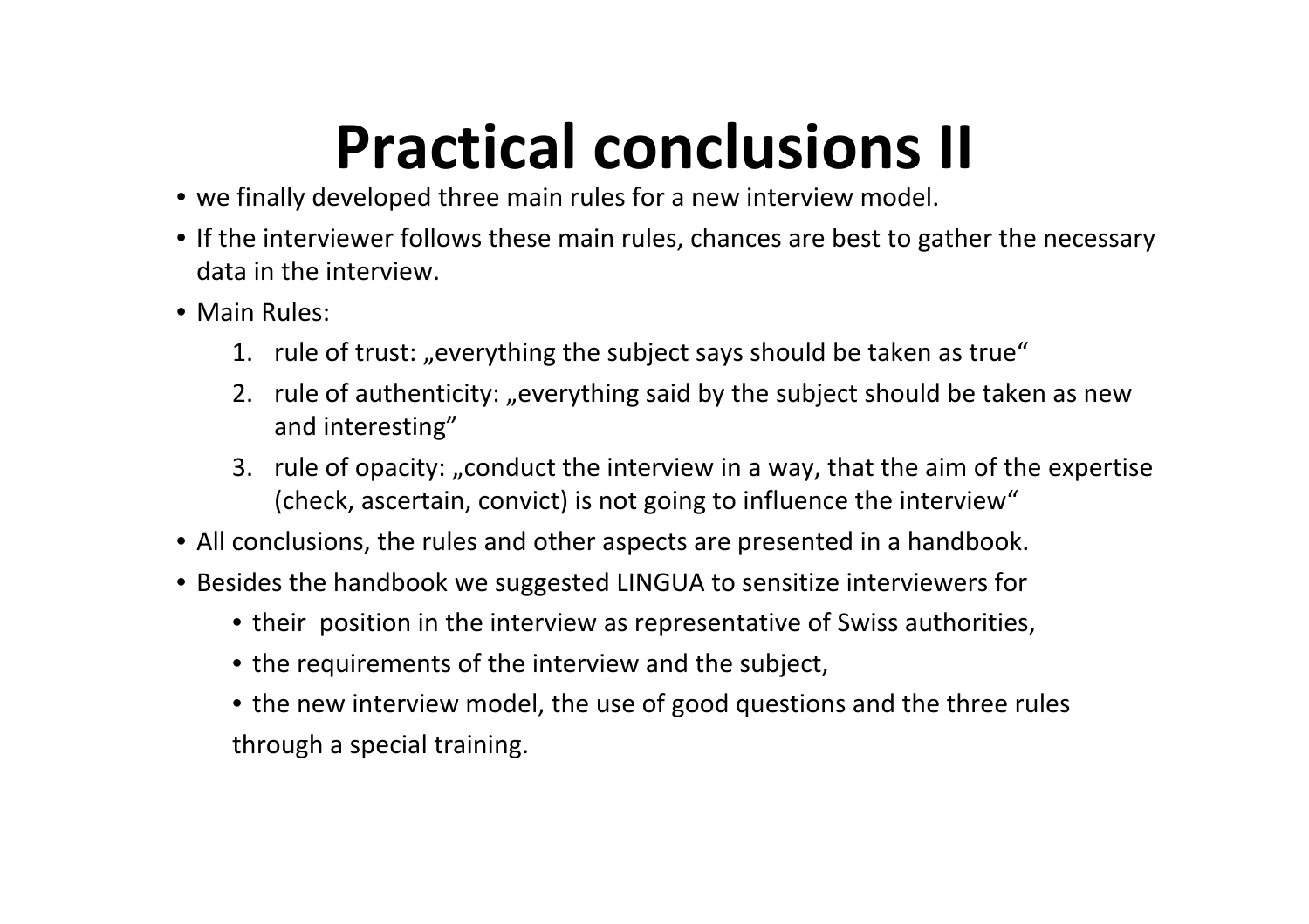# Practical conclusions II

- we finally developed three main rules for a new interview model.
- If the interviewer follows these main rules, chances are best to gather the necessary data in the interview.
- Main Rules:
  1. rule of trust: „everything the subject says should be taken as true“
  2. rule of authenticity: „everything said by the subject should be taken as new and interesting”
  3. rule of opacity: „conduct the interview in a way, that the aim of the expertise (check, ascertain, convict) is not going to influence the interview“
- All conclusions, the rules and other aspects are presented in a handbook.
- Besides the handbook we suggested LINGUA to sensitize interviewers for
  - their position in the interview as representative of Swiss authorities,
  - the requirements of the interview and the subject,
  - the new interview model, the use of good questions and the three rules

  through a special training.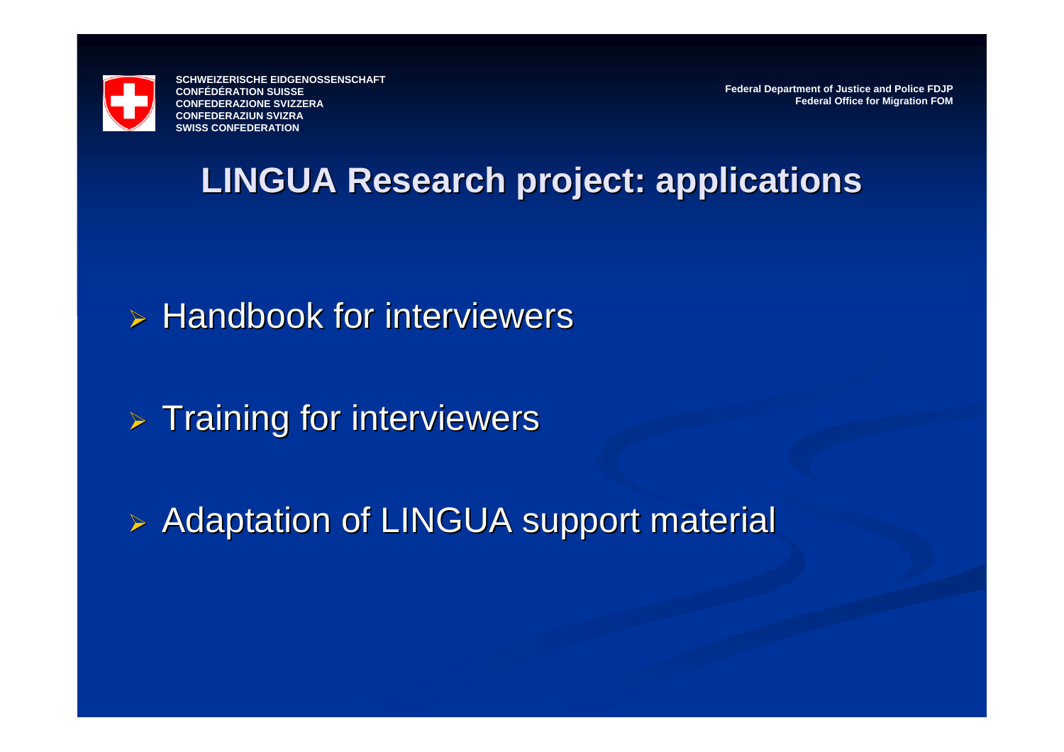SCHWEIZERISCHE EIDGENOSSENSCHAFT
CONFÉDÉRATION SUISSE
CONFEDERAZIONE SVIZZERA
CONFEDERAZIUN SVIZRA
SWISS CONFEDERATION

Federal Department of Justice and Police FDJP
Federal Office for Migration FOM

# LINGUA Research project: applications

- Handbook for interviewers
- Training for interviewers
- Adaptation of LINGUA support material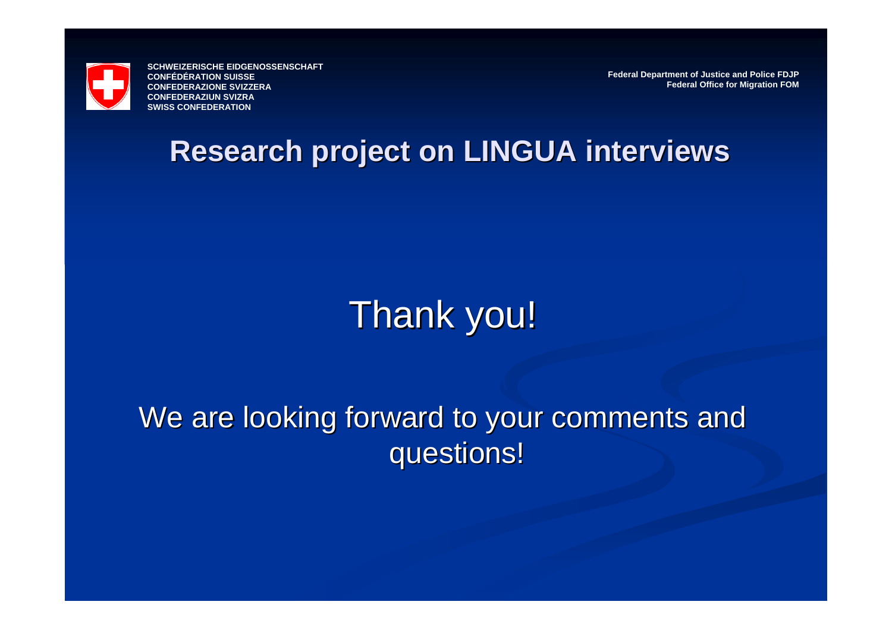SCHWEIZERISCHE EIDGENOSSENSCHAFT
CONFÉDÉRATION SUISSE
CONFEDERAZIONE SVIZZERA
CONFEDERAZIUN SVIZRA
SWISS CONFEDERATION

Federal Department of Justice and Police FDJP
Federal Office for Migration FOM

# Research project on LINGUA interviews

Thank you!

We are looking forward to your comments and questions!